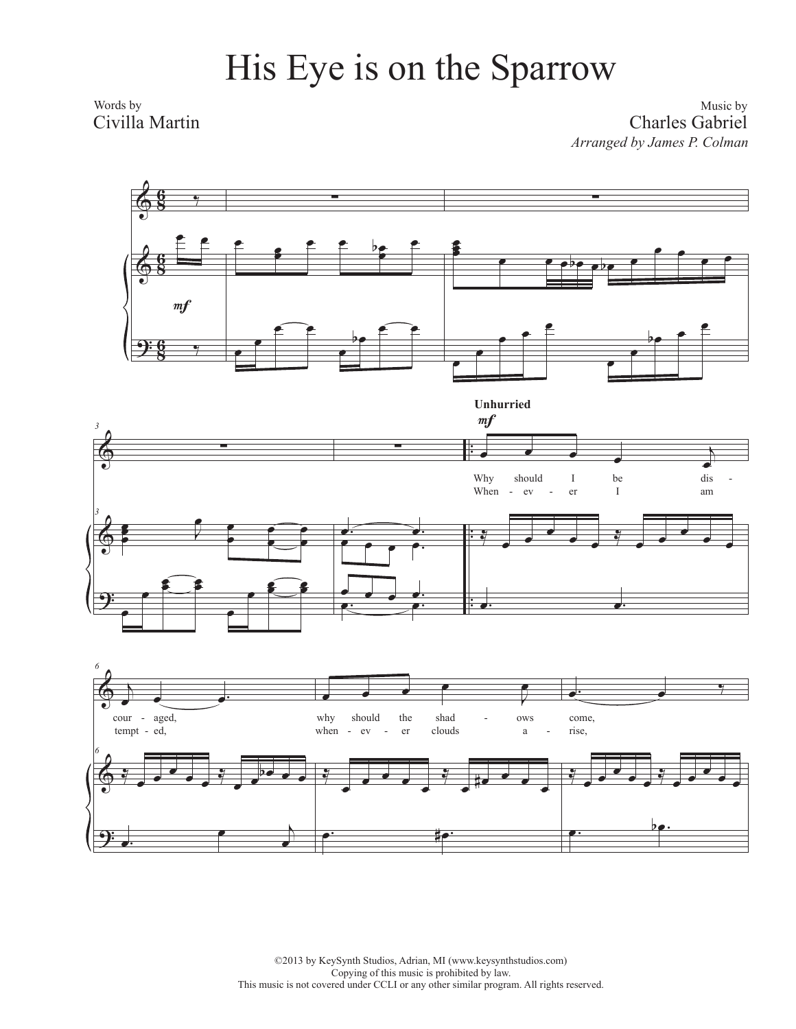# His Eye is on the Sparrow

Words by
Civilla Martin

Music by
Charles Gabriel
*Arranged by James P. Colman*

**Unhurried**

Why should I be dis - cour - aged, why should the shad - ows come,

When - ev - er I am tempt - ed, when - ev - er clouds a - rise,

©2013 by KeySynth Studios, Adrian, MI (www.keysynthstudios.com)
Copying of this music is prohibited by law.
This music is not covered under CCLI or any other similar program. All rights reserved.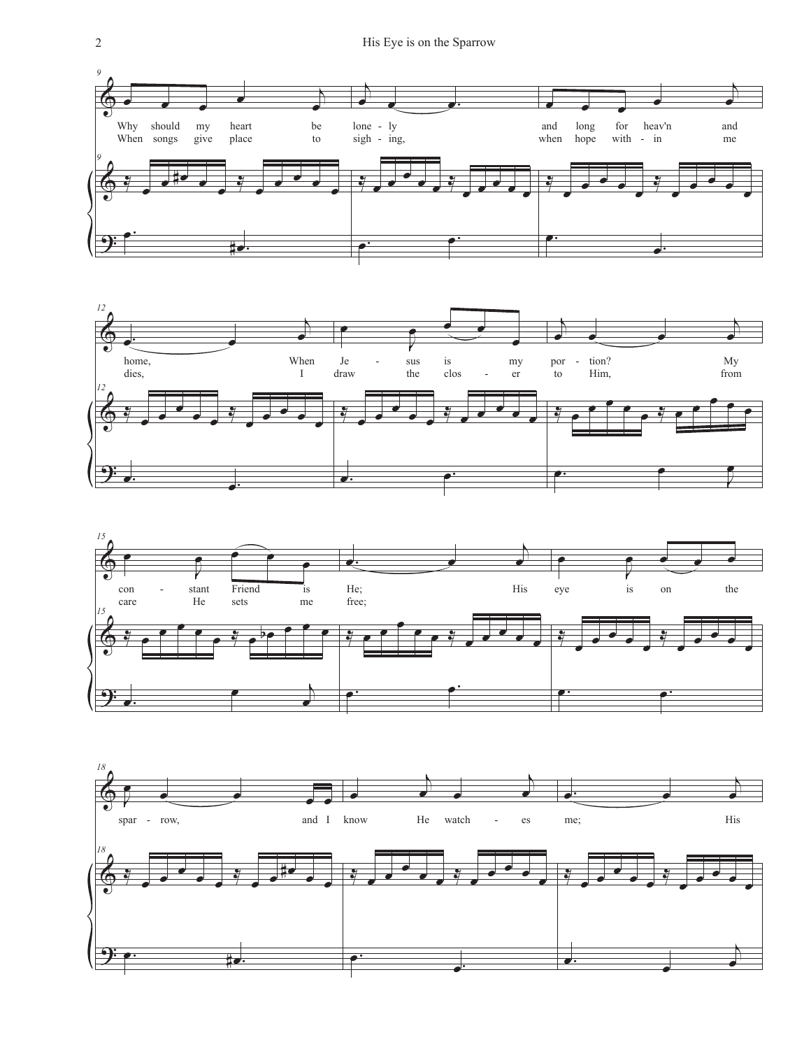Why should my heart be lone - ly and long for heav'n and home, When Je - sus is my por - tion? My con - stant Friend is He; His eye is on the spar - row, and I know He watch - es me; His

When songs give place to sigh - ing, when hope with - in me dies, I draw the clos - er to Him, from care He sets me free;